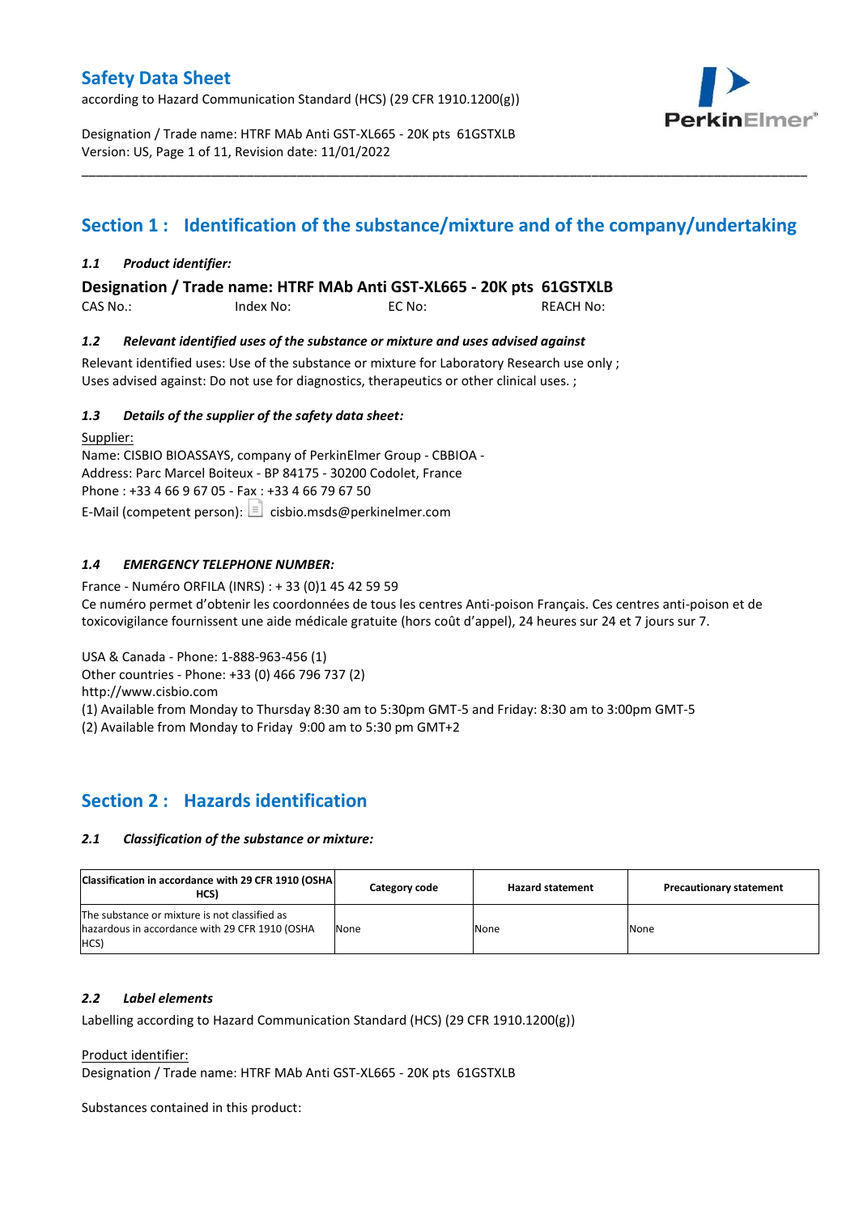# Safety Data Sheet

according to Hazard Communication Standard (HCS) (29 CFR 1910.1200(g))

Designation / Trade name: HTRF MAb Anti GST-XL665 - 20K pts 61GSTXLB
Version: US, Page 1 of 11, Revision date: 11/01/2022

## Section 1 : Identification of the substance/mixture and of the company/undertaking

### *1.1 Product identifier:*

**Designation / Trade name: HTRF MAb Anti GST-XL665 - 20K pts 61GSTXLB**

CAS No.: Index No: EC No: REACH No:

### *1.2 Relevant identified uses of the substance or mixture and uses advised against*

Relevant identified uses: Use of the substance or mixture for Laboratory Research use only ;
Uses advised against: Do not use for diagnostics, therapeutics or other clinical uses. ;

### *1.3 Details of the supplier of the safety data sheet:*

Supplier:
Name: CISBIO BIOASSAYS, company of PerkinElmer Group - CBBIOA -
Address: Parc Marcel Boiteux - BP 84175 - 30200 Codolet, France
Phone : +33 4 66 9 67 05 - Fax : +33 4 66 79 67 50
E-Mail (competent person): cisbio.msds@perkinelmer.com

### *1.4 EMERGENCY TELEPHONE NUMBER:*

France - Numéro ORFILA (INRS) : + 33 (0)1 45 42 59 59
Ce numéro permet d'obtenir les coordonnées de tous les centres Anti-poison Français. Ces centres anti-poison et de toxicovigilance fournissent une aide médicale gratuite (hors coût d'appel), 24 heures sur 24 et 7 jours sur 7.

USA & Canada - Phone: 1-888-963-456 (1)
Other countries - Phone: +33 (0) 466 796 737 (2)
http://www.cisbio.com
(1) Available from Monday to Thursday 8:30 am to 5:30pm GMT-5 and Friday: 8:30 am to 3:00pm GMT-5
(2) Available from Monday to Friday 9:00 am to 5:30 pm GMT+2

## Section 2 : Hazards identification

### *2.1 Classification of the substance or mixture:*

| Classification in accordance with 29 CFR 1910 (OSHA HCS) | Category code | Hazard statement | Precautionary statement |
|---|---|---|---|
| The substance or mixture is not classified as hazardous in accordance with 29 CFR 1910 (OSHA HCS) | None | None | None |

### *2.2 Label elements*

Labelling according to Hazard Communication Standard (HCS) (29 CFR 1910.1200(g))

Product identifier:
Designation / Trade name: HTRF MAb Anti GST-XL665 - 20K pts 61GSTXLB

Substances contained in this product: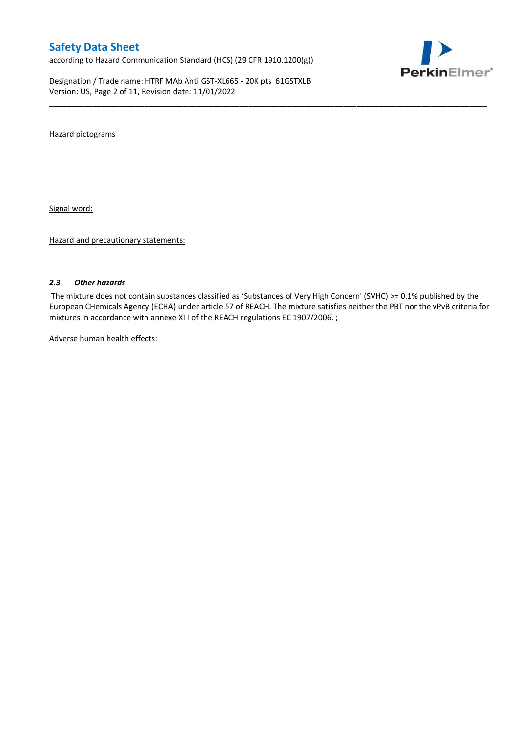Hazard pictograms

Signal word:

Hazard and precautionary statements:

### *2.3 Other hazards*

The mixture does not contain substances classified as 'Substances of Very High Concern' (SVHC) >= 0.1% published by the European CHemicals Agency (ECHA) under article 57 of REACH. The mixture satisfies neither the PBT nor the vPvB criteria for mixtures in accordance with annexe XIII of the REACH regulations EC 1907/2006. ;

Adverse human health effects: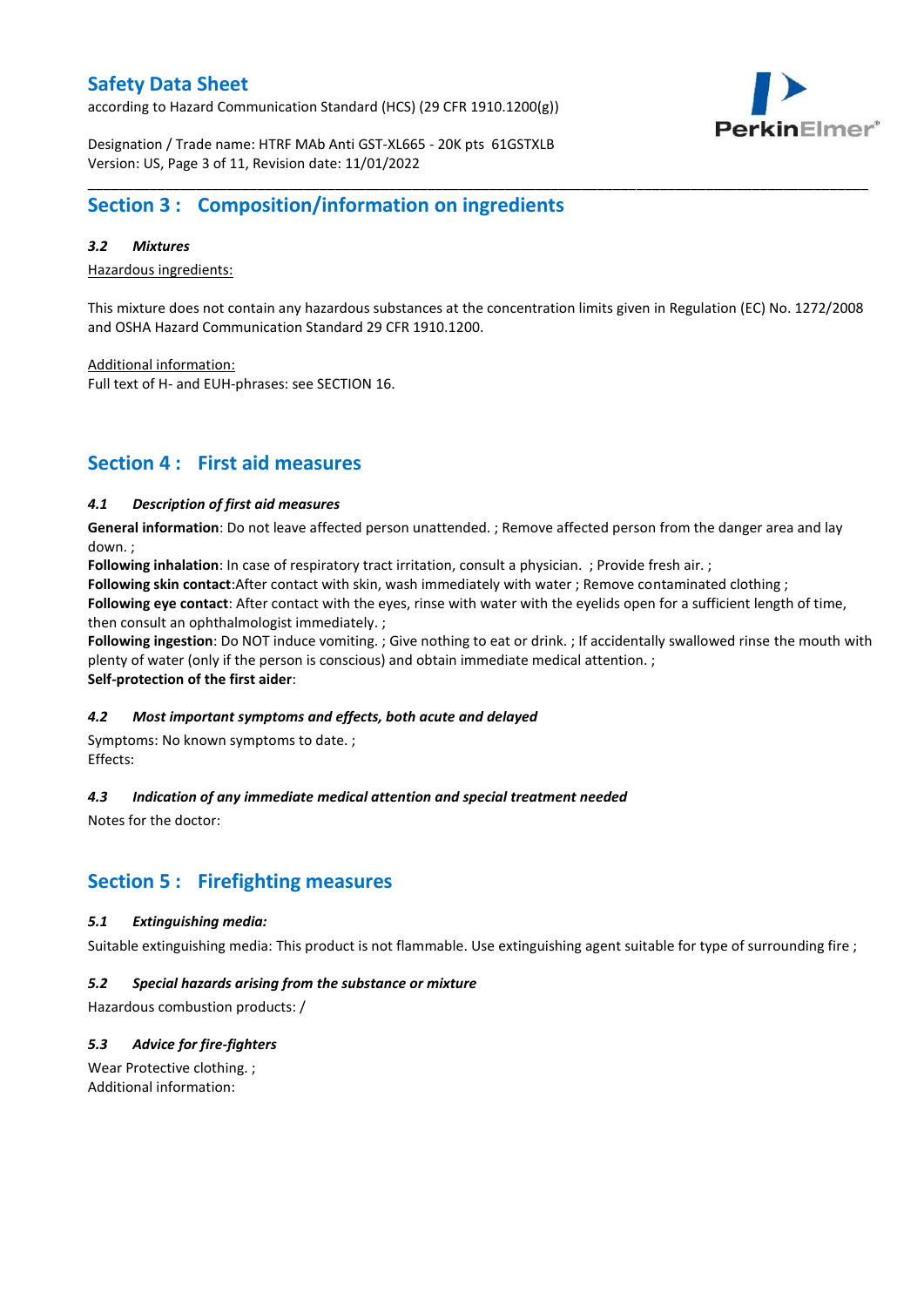## Section 3 : Composition/information on ingredients

### *3.2 Mixtures*

Hazardous ingredients:

This mixture does not contain any hazardous substances at the concentration limits given in Regulation (EC) No. 1272/2008 and OSHA Hazard Communication Standard 29 CFR 1910.1200.

Additional information:
Full text of H- and EUH-phrases: see SECTION 16.

## Section 4 : First aid measures

### *4.1 Description of first aid measures*

**General information**: Do not leave affected person unattended. ; Remove affected person from the danger area and lay down. ;
**Following inhalation**: In case of respiratory tract irritation, consult a physician. ; Provide fresh air. ;
**Following skin contact**:After contact with skin, wash immediately with water ; Remove contaminated clothing ;
**Following eye contact**: After contact with the eyes, rinse with water with the eyelids open for a sufficient length of time, then consult an ophthalmologist immediately. ;
**Following ingestion**: Do NOT induce vomiting. ; Give nothing to eat or drink. ; If accidentally swallowed rinse the mouth with plenty of water (only if the person is conscious) and obtain immediate medical attention. ;
**Self-protection of the first aider**:

### *4.2 Most important symptoms and effects, both acute and delayed*

Symptoms: No known symptoms to date. ;
Effects:

### *4.3 Indication of any immediate medical attention and special treatment needed*

Notes for the doctor:

## Section 5 : Firefighting measures

### *5.1 Extinguishing media:*

Suitable extinguishing media: This product is not flammable. Use extinguishing agent suitable for type of surrounding fire ;

### *5.2 Special hazards arising from the substance or mixture*

Hazardous combustion products: /

### *5.3 Advice for fire-fighters*

Wear Protective clothing. ;
Additional information: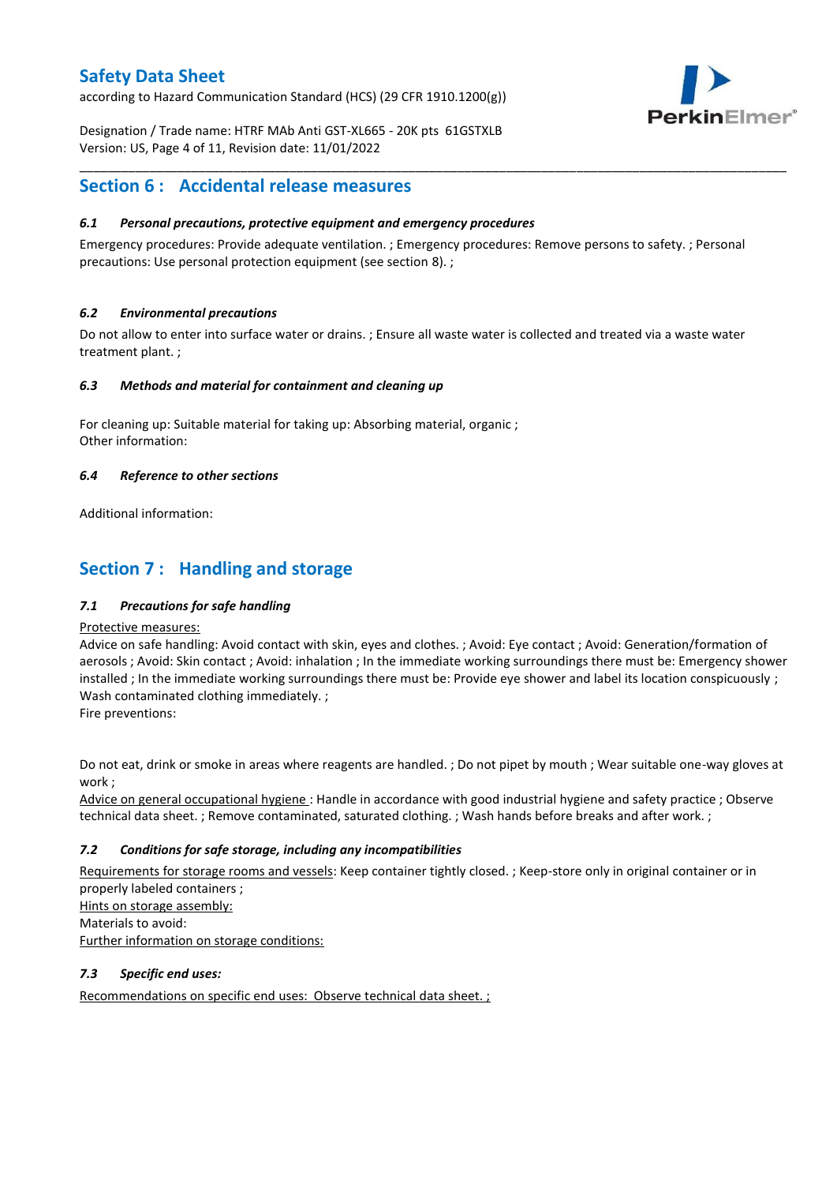## Section 6 : Accidental release measures

### *6.1 Personal precautions, protective equipment and emergency procedures*

Emergency procedures: Provide adequate ventilation. ; Emergency procedures: Remove persons to safety. ; Personal precautions: Use personal protection equipment (see section 8). ;

### *6.2 Environmental precautions*

Do not allow to enter into surface water or drains. ; Ensure all waste water is collected and treated via a waste water treatment plant. ;

### *6.3 Methods and material for containment and cleaning up*

For cleaning up: Suitable material for taking up: Absorbing material, organic ;
Other information:

### *6.4 Reference to other sections*

Additional information:

## Section 7 : Handling and storage

### *7.1 Precautions for safe handling*

Protective measures:
Advice on safe handling: Avoid contact with skin, eyes and clothes. ; Avoid: Eye contact ; Avoid: Generation/formation of aerosols ; Avoid: Skin contact ; Avoid: inhalation ; In the immediate working surroundings there must be: Emergency shower installed ; In the immediate working surroundings there must be: Provide eye shower and label its location conspicuously ; Wash contaminated clothing immediately. ;
Fire preventions:

Do not eat, drink or smoke in areas where reagents are handled. ; Do not pipet by mouth ; Wear suitable one-way gloves at work ;
Advice on general occupational hygiene : Handle in accordance with good industrial hygiene and safety practice ; Observe technical data sheet. ; Remove contaminated, saturated clothing. ; Wash hands before breaks and after work. ;

### *7.2 Conditions for safe storage, including any incompatibilities*

Requirements for storage rooms and vessels: Keep container tightly closed. ; Keep-store only in original container or in properly labeled containers ;
Hints on storage assembly:
Materials to avoid:
Further information on storage conditions:

### *7.3 Specific end uses:*

Recommendations on specific end uses: Observe technical data sheet. ;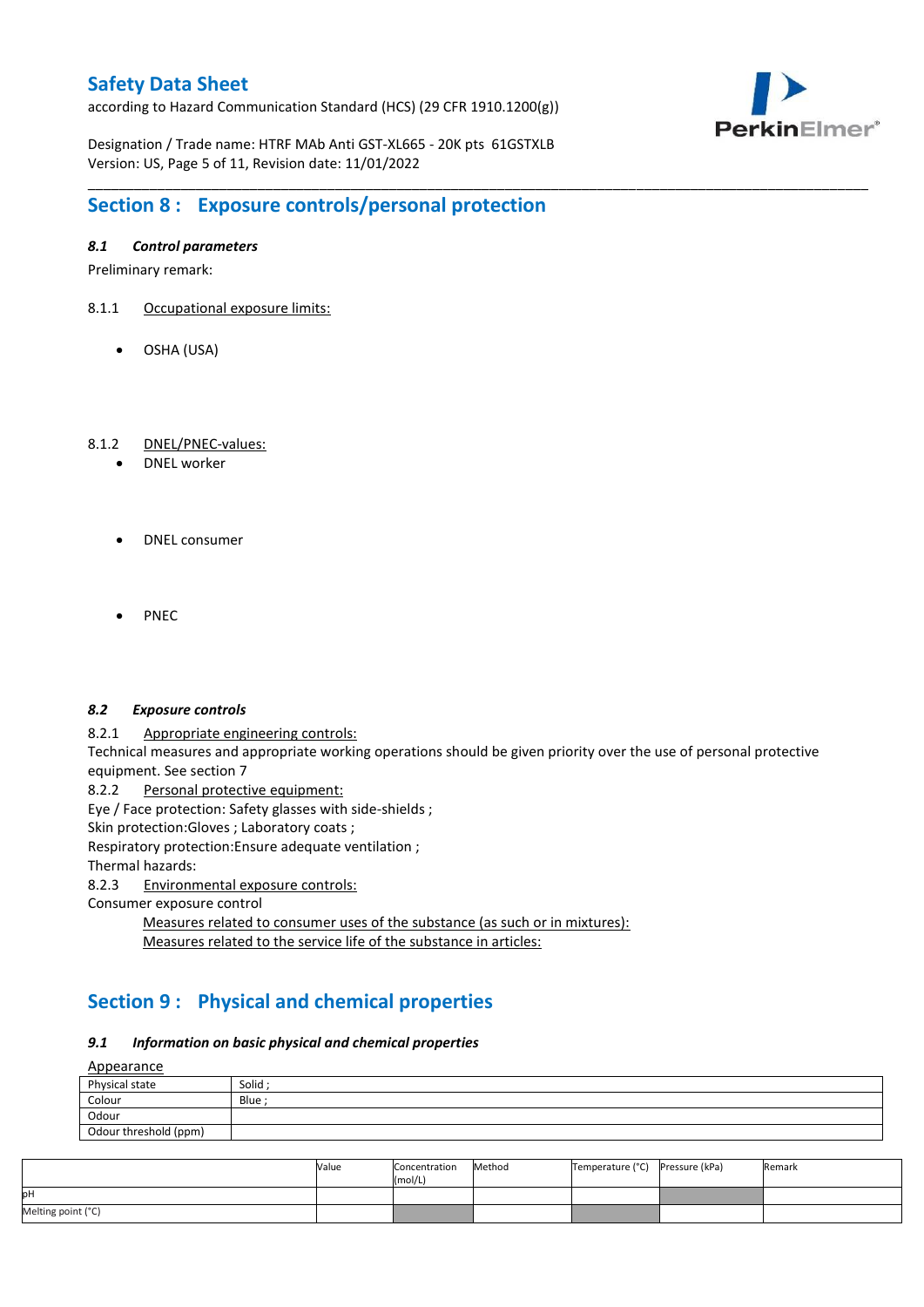## Section 8 : Exposure controls/personal protection

### *8.1 Control parameters*

Preliminary remark:

8.1.1 Occupational exposure limits:

- OSHA (USA)

8.1.2 DNEL/PNEC-values:

- DNEL worker
- DNEL consumer
- PNEC

### *8.2 Exposure controls*

8.2.1 Appropriate engineering controls:

Technical measures and appropriate working operations should be given priority over the use of personal protective equipment. See section 7

8.2.2 Personal protective equipment:

Eye / Face protection: Safety glasses with side-shields ;

Skin protection:Gloves ; Laboratory coats ;

Respiratory protection:Ensure adequate ventilation ;

Thermal hazards:

8.2.3 Environmental exposure controls:

Consumer exposure control

Measures related to consumer uses of the substance (as such or in mixtures):

Measures related to the service life of the substance in articles:

## Section 9 : Physical and chemical properties

### *9.1 Information on basic physical and chemical properties*

Appearance

| Physical state | Solid ; |
|---|---|
| Colour | Blue ; |
| Odour | |
| Odour threshold (ppm) | |

| | Value | Concentration (mol/L) | Method | Temperature (°C) | Pressure (kPa) | Remark |
|---|---|---|---|---|---|---|
| pH | | | | | | |
| Melting point (°C) | | | | | | |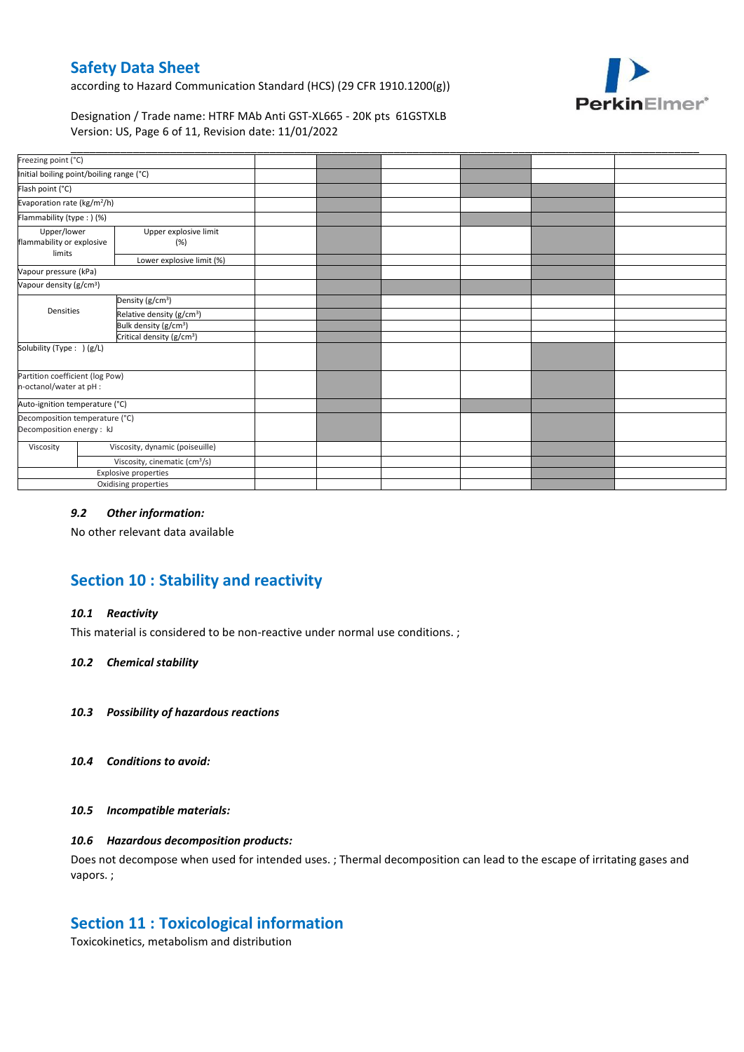| | | | | | | | |
|---|---|---|---|---|---|---|---|
| Freezing point (°C) | | | | | | | |
| Initial boiling point/boiling range (°C) | | | | | | | |
| Flash point (°C) | | | | | | | |
| Evaporation rate (kg/m²/h) | | | | | | | |
| Flammability (type : ) (%) | | | | | | | |
| Upper/lower flammability or explosive limits | Upper explosive limit (%) | | | | | | |
| | Lower explosive limit (%) | | | | | | |
| Vapour pressure (kPa) | | | | | | | |
| Vapour density (g/cm³) | | | | | | | |
| Densities | Density (g/cm³) | | | | | | |
| | Relative density (g/cm³) | | | | | | |
| | Bulk density (g/cm³) | | | | | | |
| | Critical density (g/cm³) | | | | | | |
| Solubility (Type : ) (g/L) | | | | | | | |
| Partition coefficient (log Pow) n-octanol/water at pH : | | | | | | | |
| Auto-ignition temperature (°C) | | | | | | | |
| Decomposition temperature (°C) Decomposition energy : kJ | | | | | | | |
| Viscosity | Viscosity, dynamic (poiseuille) | | | | | | |
| | Viscosity, cinematic (cm³/s) | | | | | | |
| Explosive properties | | | | | | | |
| Oxidising properties | | | | | | | |

### *9.2 Other information:*

No other relevant data available

## Section 10 : Stability and reactivity

### *10.1 Reactivity*

This material is considered to be non-reactive under normal use conditions. ;

### *10.2 Chemical stability*

### *10.3 Possibility of hazardous reactions*

### *10.4 Conditions to avoid:*

### *10.5 Incompatible materials:*

### *10.6 Hazardous decomposition products:*

Does not decompose when used for intended uses. ; Thermal decomposition can lead to the escape of irritating gases and vapors. ;

## Section 11 : Toxicological information

Toxicokinetics, metabolism and distribution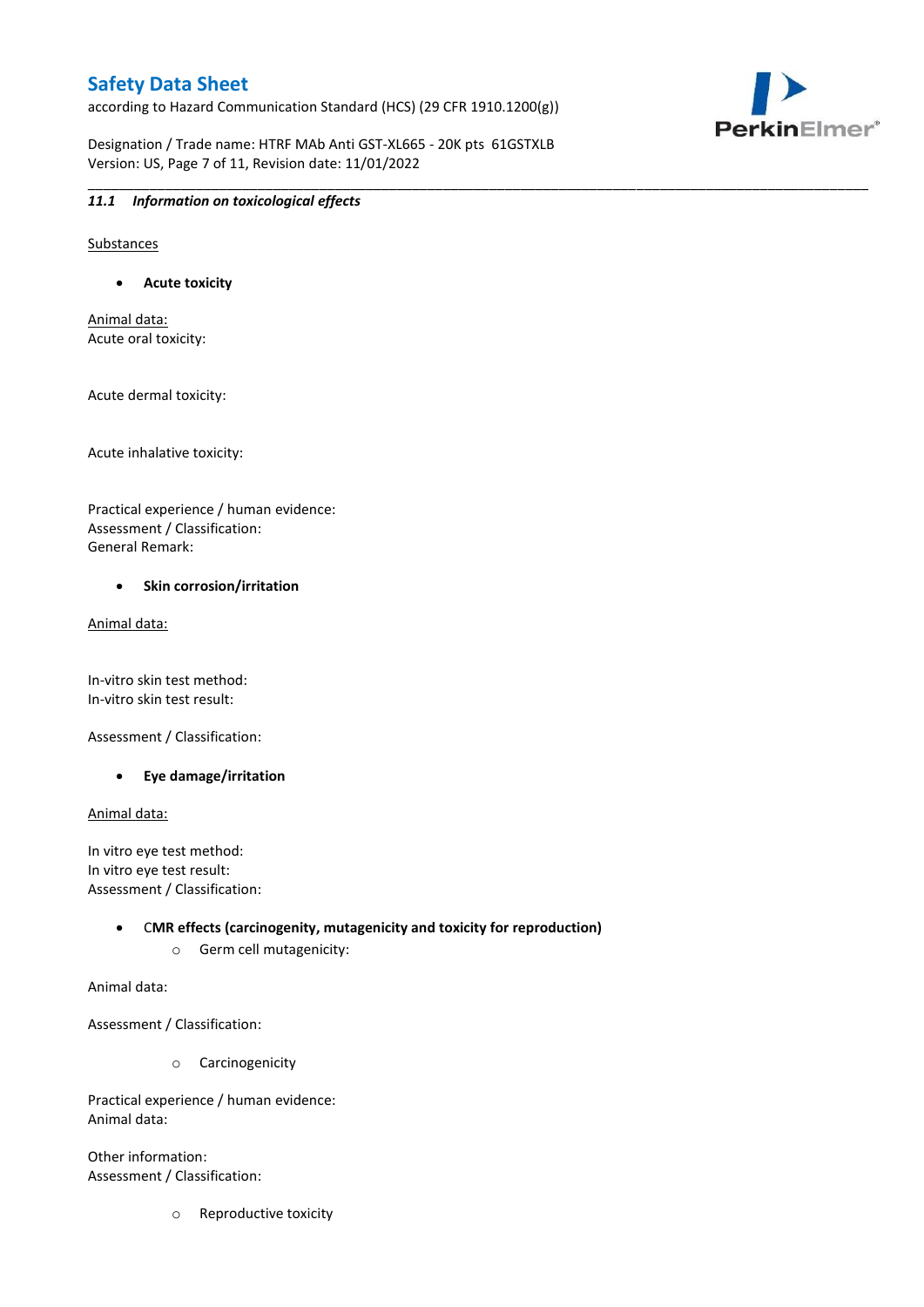### *11.1 Information on toxicological effects*

Substances

- **Acute toxicity**

Animal data:
Acute oral toxicity:

Acute dermal toxicity:

Acute inhalative toxicity:

Practical experience / human evidence:
Assessment / Classification:
General Remark:

- **Skin corrosion/irritation**

Animal data:

In-vitro skin test method:
In-vitro skin test result:

Assessment / Classification:

- **Eye damage/irritation**

Animal data:

In vitro eye test method:
In vitro eye test result:
Assessment / Classification:

- **CMR effects (carcinogenity, mutagenicity and toxicity for reproduction)**
  - Germ cell mutagenicity:

Animal data:

Assessment / Classification:

  - Carcinogenicity

Practical experience / human evidence:
Animal data:

Other information:
Assessment / Classification:

  - Reproductive toxicity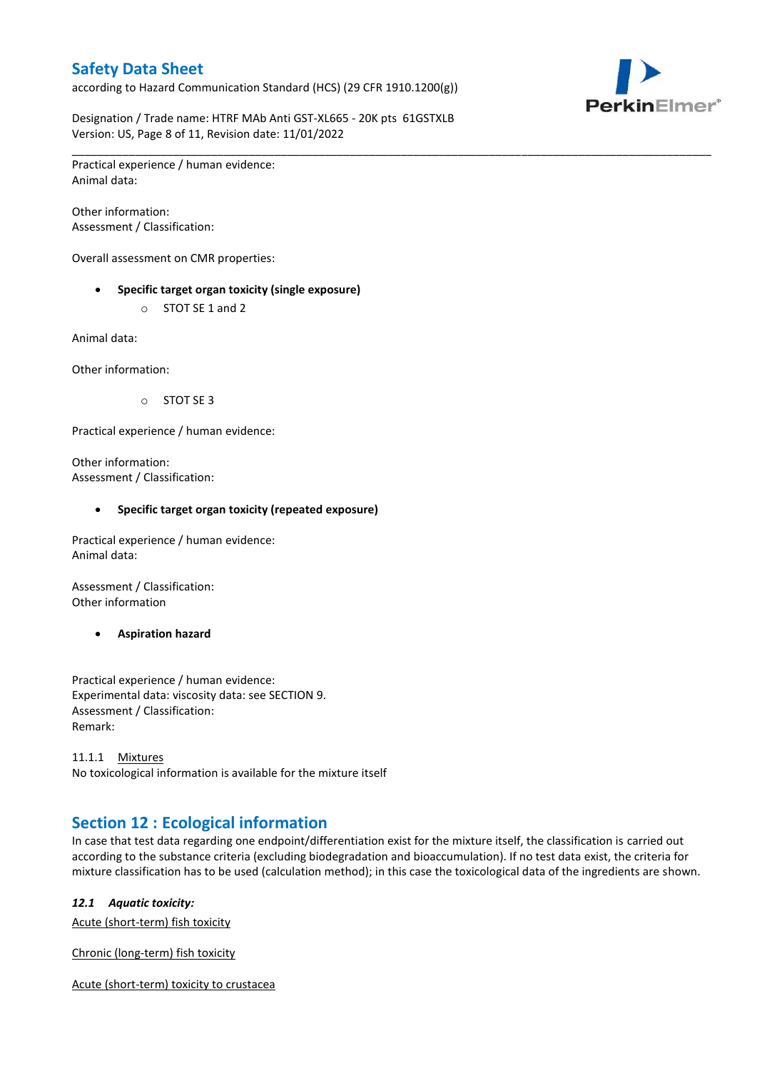Practical experience / human evidence:
Animal data:

Other information:
Assessment / Classification:

Overall assessment on CMR properties:

- **Specific target organ toxicity (single exposure)**
    - STOT SE 1 and 2

Animal data:

Other information:

- STOT SE 3

Practical experience / human evidence:

Other information:
Assessment / Classification:

- **Specific target organ toxicity (repeated exposure)**

Practical experience / human evidence:
Animal data:

Assessment / Classification:
Other information

- **Aspiration hazard**

Practical experience / human evidence:
Experimental data: viscosity data: see SECTION 9.
Assessment / Classification:
Remark:

11.1.1 Mixtures
No toxicological information is available for the mixture itself

## Section 12 : Ecological information

In case that test data regarding one endpoint/differentiation exist for the mixture itself, the classification is carried out according to the substance criteria (excluding biodegradation and bioaccumulation). If no test data exist, the criteria for mixture classification has to be used (calculation method); in this case the toxicological data of the ingredients are shown.

### *12.1 Aquatic toxicity:*

Acute (short-term) fish toxicity

Chronic (long-term) fish toxicity

Acute (short-term) toxicity to crustacea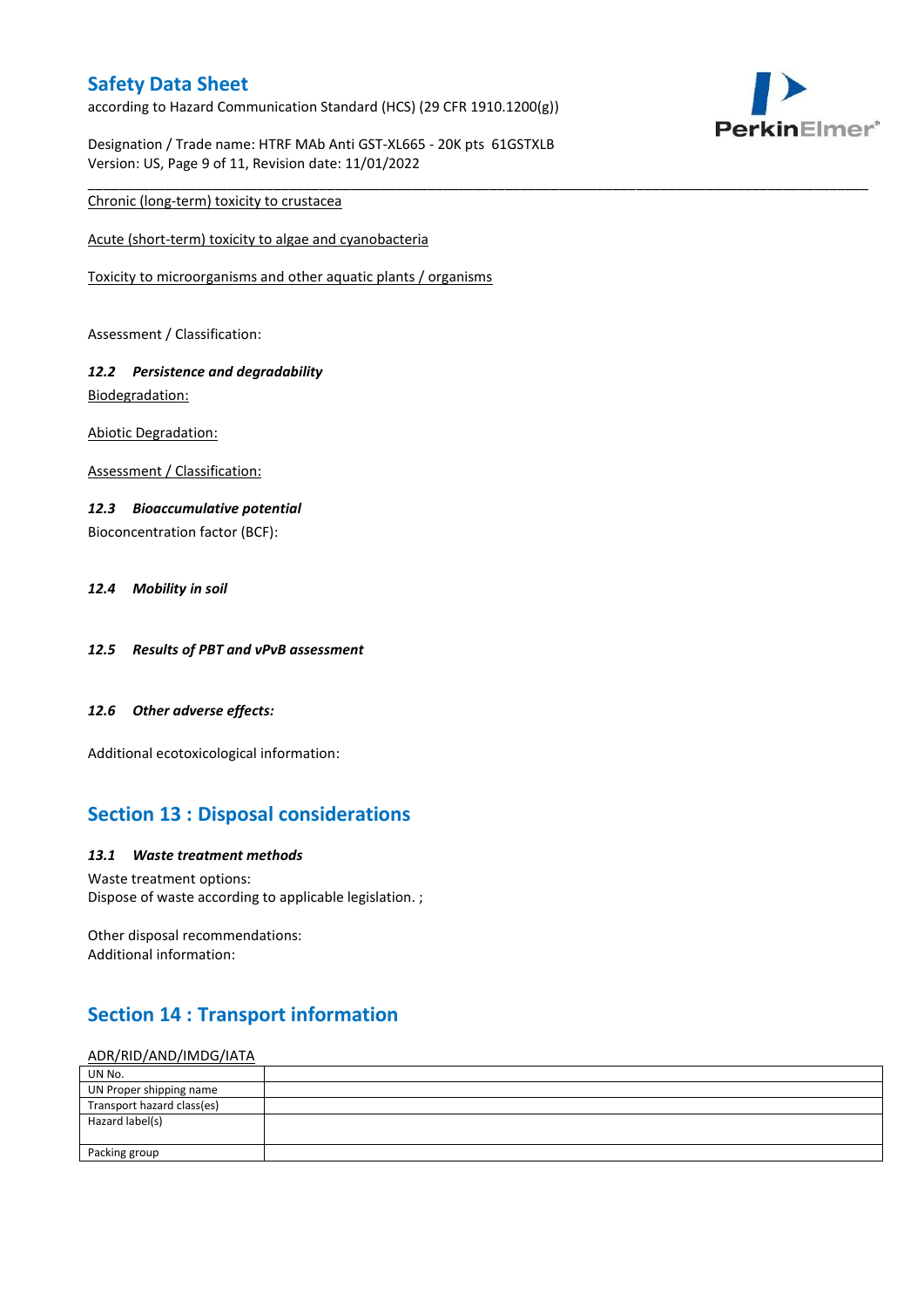Chronic (long-term) toxicity to crustacea

Acute (short-term) toxicity to algae and cyanobacteria

Toxicity to microorganisms and other aquatic plants / organisms

Assessment / Classification:

### *12.2 Persistence and degradability*

Biodegradation:

Abiotic Degradation:

Assessment / Classification:

### *12.3 Bioaccumulative potential*

Bioconcentration factor (BCF):

### *12.4 Mobility in soil*

### *12.5 Results of PBT and vPvB assessment*

### *12.6 Other adverse effects:*

Additional ecotoxicological information:

## Section 13 : Disposal considerations

### *13.1 Waste treatment methods*

Waste treatment options:
Dispose of waste according to applicable legislation. ;

Other disposal recommendations:
Additional information:

## Section 14 : Transport information

ADR/RID/AND/IMDG/IATA

| UN No. | |
|---|---|
| UN Proper shipping name | |
| Transport hazard class(es) | |
| Hazard label(s) | |
| Packing group | |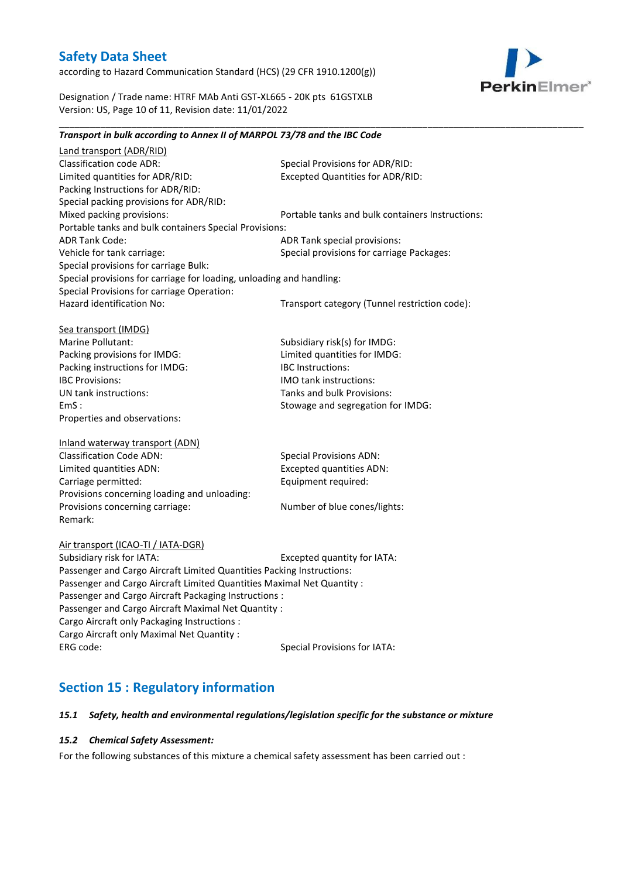***Transport in bulk according to Annex II of MARPOL 73/78 and the IBC Code***

Land transport (ADR/RID)

Classification code ADR:
Special Provisions for ADR/RID:
Limited quantities for ADR/RID:
Excepted Quantities for ADR/RID:
Packing Instructions for ADR/RID:
Special packing provisions for ADR/RID:
Mixed packing provisions:
Portable tanks and bulk containers Instructions:
Portable tanks and bulk containers Special Provisions:
ADR Tank Code:
ADR Tank special provisions:
Vehicle for tank carriage:
Special provisions for carriage Packages:
Special provisions for carriage Bulk:
Special provisions for carriage for loading, unloading and handling:
Special Provisions for carriage Operation:
Hazard identification No:
Transport category (Tunnel restriction code):

Sea transport (IMDG)

Marine Pollutant:
Subsidiary risk(s) for IMDG:
Packing provisions for IMDG:
Limited quantities for IMDG:
Packing instructions for IMDG:
IBC Instructions:
IBC Provisions:
IMO tank instructions:
UN tank instructions:
Tanks and bulk Provisions:
EmS :
Stowage and segregation for IMDG:
Properties and observations:

Inland waterway transport (ADN)

Classification Code ADN:
Special Provisions ADN:
Limited quantities ADN:
Excepted quantities ADN:
Carriage permitted:
Equipment required:
Provisions concerning loading and unloading:
Provisions concerning carriage:
Number of blue cones/lights:
Remark:

Air transport (ICAO-TI / IATA-DGR)

Subsidiary risk for IATA:
Excepted quantity for IATA:
Passenger and Cargo Aircraft Limited Quantities Packing Instructions:
Passenger and Cargo Aircraft Limited Quantities Maximal Net Quantity :
Passenger and Cargo Aircraft Packaging Instructions :
Passenger and Cargo Aircraft Maximal Net Quantity :
Cargo Aircraft only Packaging Instructions :
Cargo Aircraft only Maximal Net Quantity :
ERG code:
Special Provisions for IATA:

## Section 15 : Regulatory information

***15.1 Safety, health and environmental regulations/legislation specific for the substance or mixture***

***15.2 Chemical Safety Assessment:***

For the following substances of this mixture a chemical safety assessment has been carried out :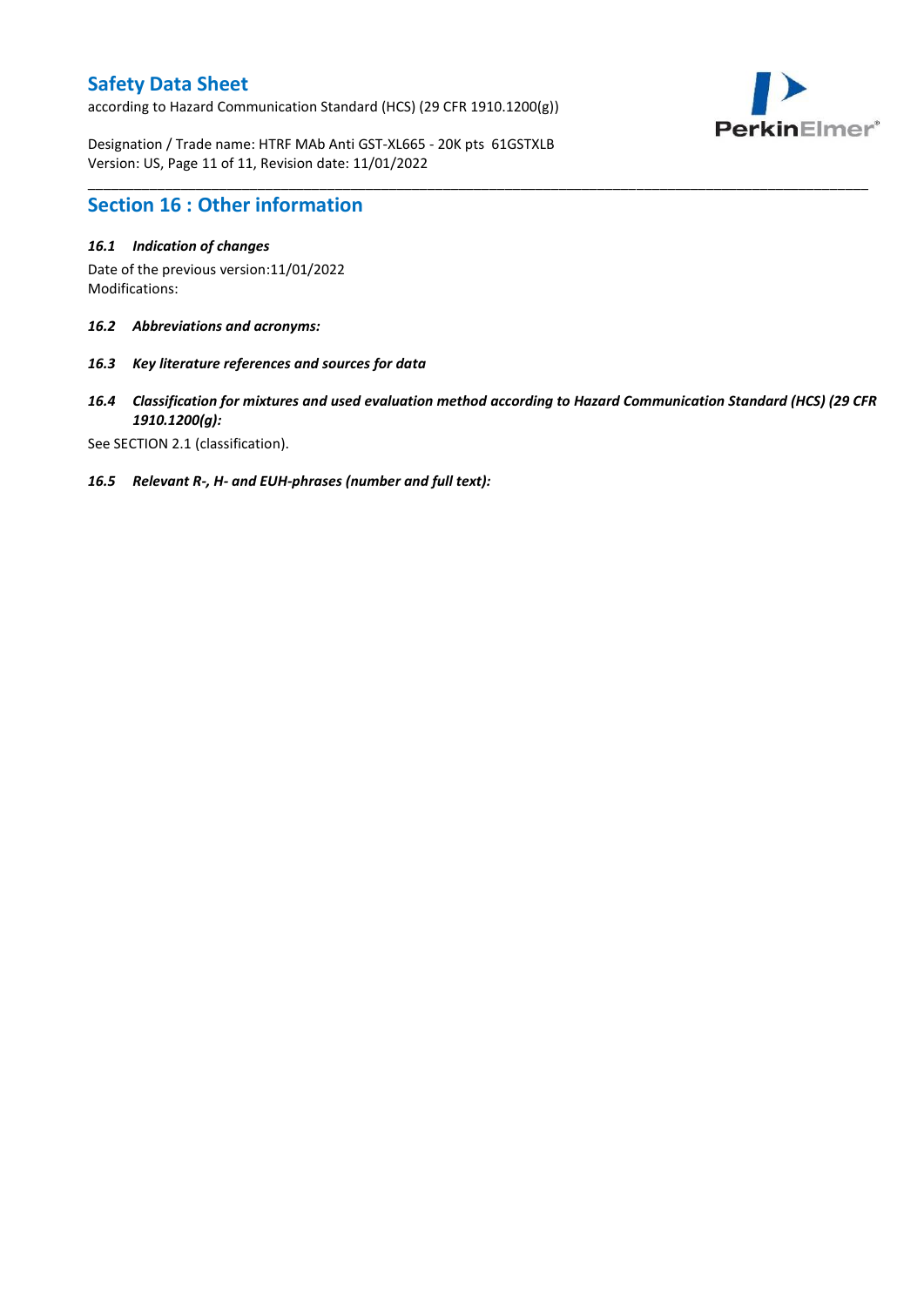## Section 16 : Other information

### *16.1 Indication of changes*

Date of the previous version:11/01/2022

Modifications:

### *16.2 Abbreviations and acronyms:*

### *16.3 Key literature references and sources for data*

### *16.4 Classification for mixtures and used evaluation method according to Hazard Communication Standard (HCS) (29 CFR 1910.1200(g):*

See SECTION 2.1 (classification).

### *16.5 Relevant R-, H- and EUH-phrases (number and full text):*